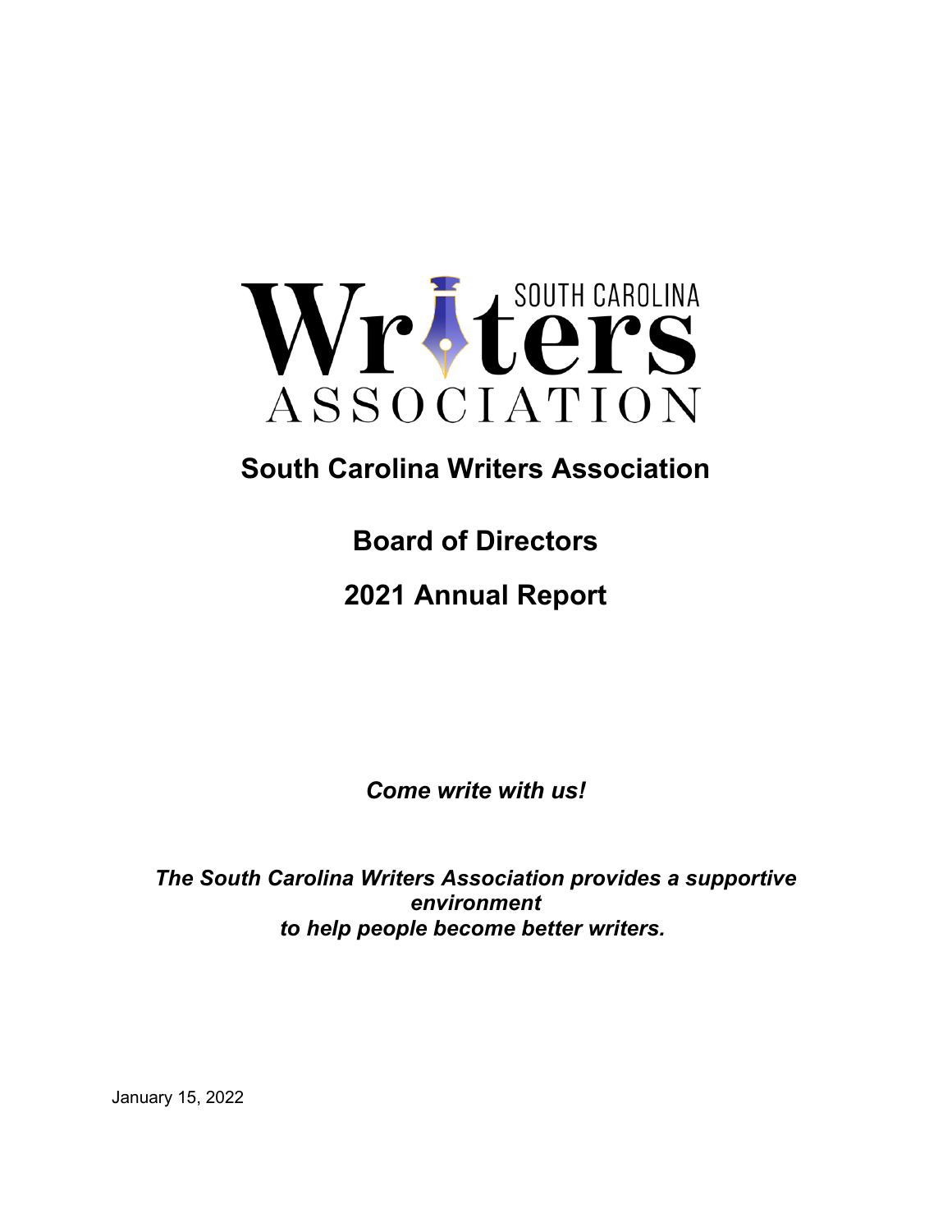# South Carolina Writers Association

## Board of Directors

## 2021 Annual Report

***Come write with us!***

***The South Carolina Writers Association provides a supportive environment to help people become better writers.***

January 15, 2022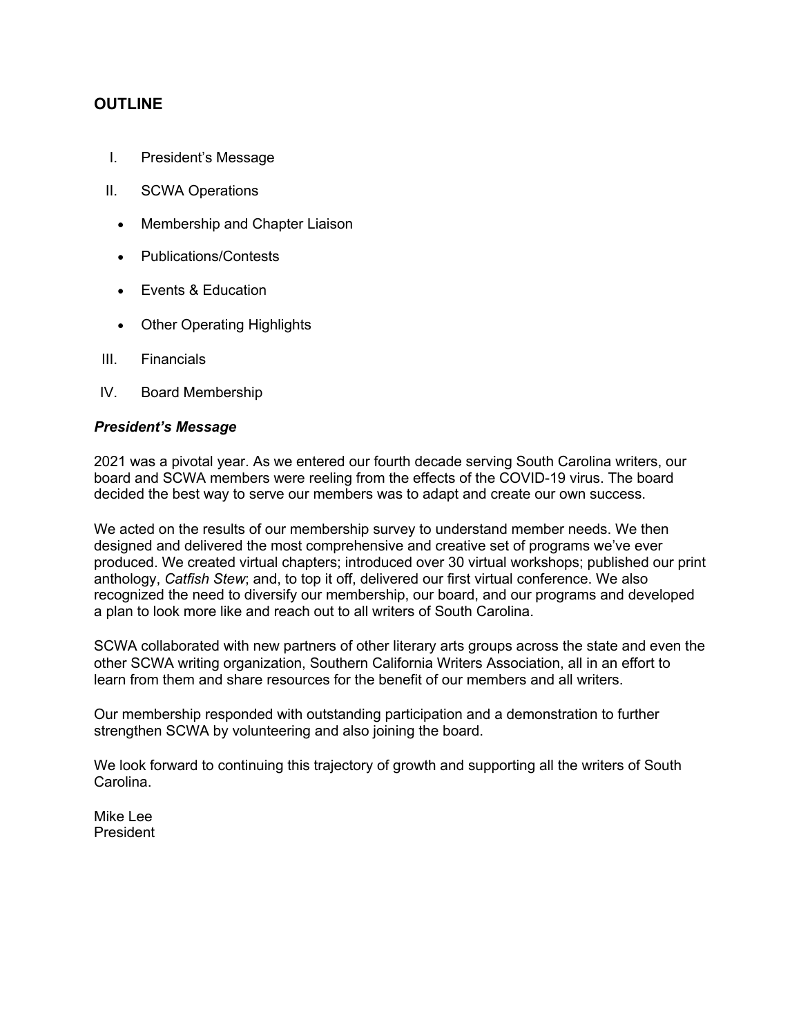## OUTLINE

I. President's Message

II. SCWA Operations

- Membership and Chapter Liaison
- Publications/Contests
- Events & Education
- Other Operating Highlights

III. Financials

IV. Board Membership

***President's Message***

2021 was a pivotal year. As we entered our fourth decade serving South Carolina writers, our board and SCWA members were reeling from the effects of the COVID-19 virus. The board decided the best way to serve our members was to adapt and create our own success.

We acted on the results of our membership survey to understand member needs. We then designed and delivered the most comprehensive and creative set of programs we've ever produced. We created virtual chapters; introduced over 30 virtual workshops; published our print anthology, *Catfish Stew*; and, to top it off, delivered our first virtual conference. We also recognized the need to diversify our membership, our board, and our programs and developed a plan to look more like and reach out to all writers of South Carolina.

SCWA collaborated with new partners of other literary arts groups across the state and even the other SCWA writing organization, Southern California Writers Association, all in an effort to learn from them and share resources for the benefit of our members and all writers.

Our membership responded with outstanding participation and a demonstration to further strengthen SCWA by volunteering and also joining the board.

We look forward to continuing this trajectory of growth and supporting all the writers of South Carolina.

Mike Lee
President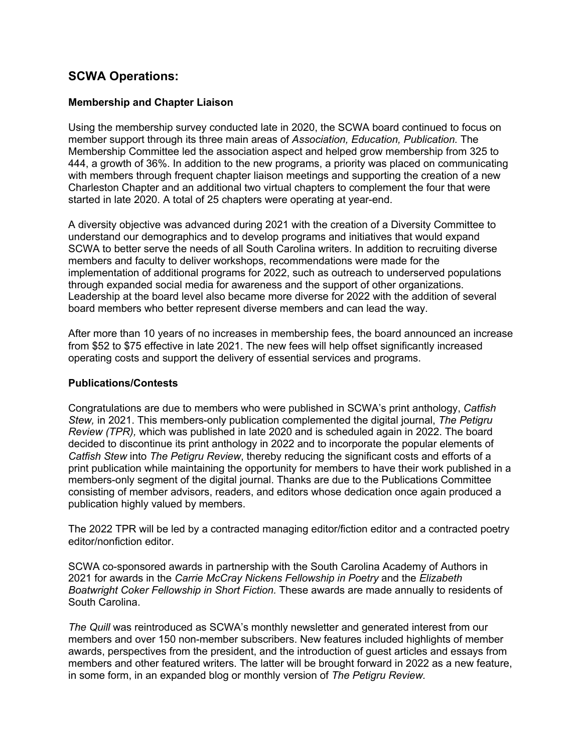## SCWA Operations:

### Membership and Chapter Liaison

Using the membership survey conducted late in 2020, the SCWA board continued to focus on member support through its three main areas of *Association, Education, Publication.* The Membership Committee led the association aspect and helped grow membership from 325 to 444, a growth of 36%. In addition to the new programs, a priority was placed on communicating with members through frequent chapter liaison meetings and supporting the creation of a new Charleston Chapter and an additional two virtual chapters to complement the four that were started in late 2020. A total of 25 chapters were operating at year-end.

A diversity objective was advanced during 2021 with the creation of a Diversity Committee to understand our demographics and to develop programs and initiatives that would expand SCWA to better serve the needs of all South Carolina writers. In addition to recruiting diverse members and faculty to deliver workshops, recommendations were made for the implementation of additional programs for 2022, such as outreach to underserved populations through expanded social media for awareness and the support of other organizations. Leadership at the board level also became more diverse for 2022 with the addition of several board members who better represent diverse members and can lead the way.

After more than 10 years of no increases in membership fees, the board announced an increase from $52 to $75 effective in late 2021. The new fees will help offset significantly increased operating costs and support the delivery of essential services and programs.

### Publications/Contests

Congratulations are due to members who were published in SCWA's print anthology, *Catfish Stew,* in 2021. This members-only publication complemented the digital journal, *The Petigru Review (TPR),* which was published in late 2020 and is scheduled again in 2022. The board decided to discontinue its print anthology in 2022 and to incorporate the popular elements of *Catfish Stew* into *The Petigru Review*, thereby reducing the significant costs and efforts of a print publication while maintaining the opportunity for members to have their work published in a members-only segment of the digital journal. Thanks are due to the Publications Committee consisting of member advisors, readers, and editors whose dedication once again produced a publication highly valued by members.

The 2022 TPR will be led by a contracted managing editor/fiction editor and a contracted poetry editor/nonfiction editor.

SCWA co-sponsored awards in partnership with the South Carolina Academy of Authors in 2021 for awards in the *Carrie McCray Nickens Fellowship in Poetry* and the *Elizabeth Boatwright Coker Fellowship in Short Fiction.* These awards are made annually to residents of South Carolina.

*The Quill* was reintroduced as SCWA's monthly newsletter and generated interest from our members and over 150 non-member subscribers. New features included highlights of member awards, perspectives from the president, and the introduction of guest articles and essays from members and other featured writers. The latter will be brought forward in 2022 as a new feature, in some form, in an expanded blog or monthly version of *The Petigru Review*.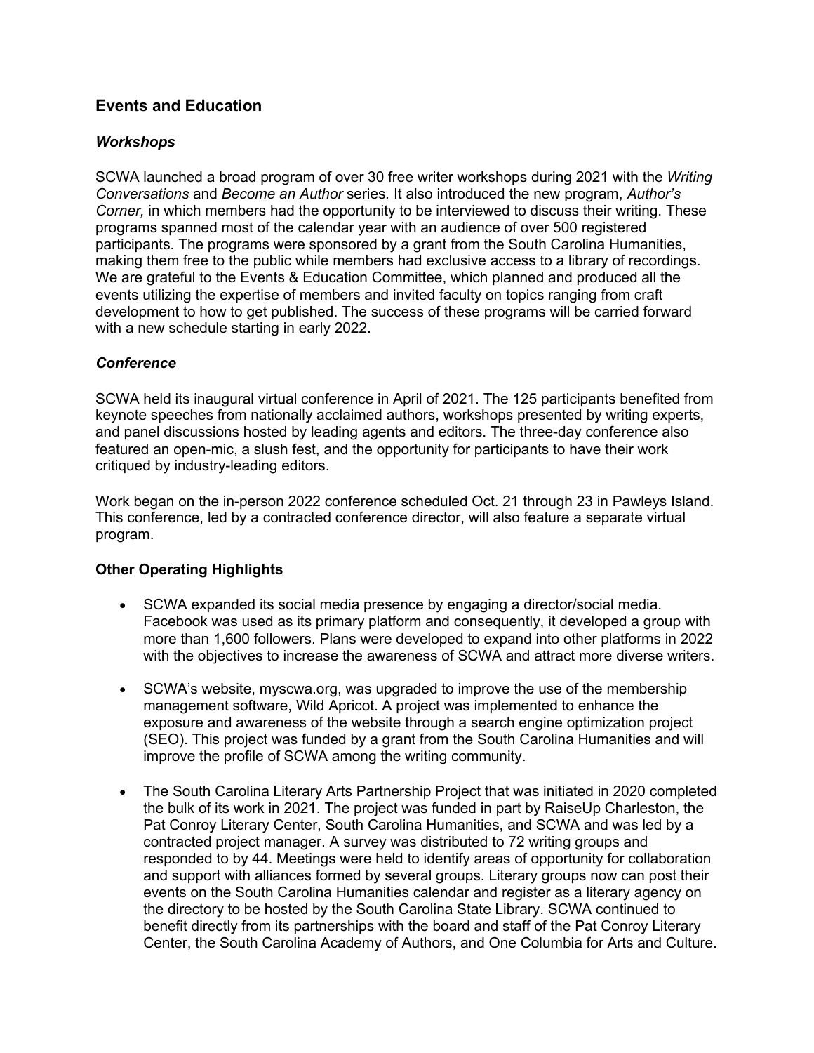## Events and Education

### *Workshops*

SCWA launched a broad program of over 30 free writer workshops during 2021 with the *Writing Conversations* and *Become an Author* series. It also introduced the new program, *Author's Corner,* in which members had the opportunity to be interviewed to discuss their writing. These programs spanned most of the calendar year with an audience of over 500 registered participants. The programs were sponsored by a grant from the South Carolina Humanities, making them free to the public while members had exclusive access to a library of recordings. We are grateful to the Events & Education Committee, which planned and produced all the events utilizing the expertise of members and invited faculty on topics ranging from craft development to how to get published. The success of these programs will be carried forward with a new schedule starting in early 2022.

### *Conference*

SCWA held its inaugural virtual conference in April of 2021. The 125 participants benefited from keynote speeches from nationally acclaimed authors, workshops presented by writing experts, and panel discussions hosted by leading agents and editors. The three-day conference also featured an open-mic, a slush fest, and the opportunity for participants to have their work critiqued by industry-leading editors.

Work began on the in-person 2022 conference scheduled Oct. 21 through 23 in Pawleys Island. This conference, led by a contracted conference director, will also feature a separate virtual program.

## Other Operating Highlights

- SCWA expanded its social media presence by engaging a director/social media. Facebook was used as its primary platform and consequently, it developed a group with more than 1,600 followers. Plans were developed to expand into other platforms in 2022 with the objectives to increase the awareness of SCWA and attract more diverse writers.

- SCWA's website, myscwa.org, was upgraded to improve the use of the membership management software, Wild Apricot. A project was implemented to enhance the exposure and awareness of the website through a search engine optimization project (SEO). This project was funded by a grant from the South Carolina Humanities and will improve the profile of SCWA among the writing community.

- The South Carolina Literary Arts Partnership Project that was initiated in 2020 completed the bulk of its work in 2021. The project was funded in part by RaiseUp Charleston, the Pat Conroy Literary Center, South Carolina Humanities, and SCWA and was led by a contracted project manager. A survey was distributed to 72 writing groups and responded to by 44. Meetings were held to identify areas of opportunity for collaboration and support with alliances formed by several groups. Literary groups now can post their events on the South Carolina Humanities calendar and register as a literary agency on the directory to be hosted by the South Carolina State Library. SCWA continued to benefit directly from its partnerships with the board and staff of the Pat Conroy Literary Center, the South Carolina Academy of Authors, and One Columbia for Arts and Culture.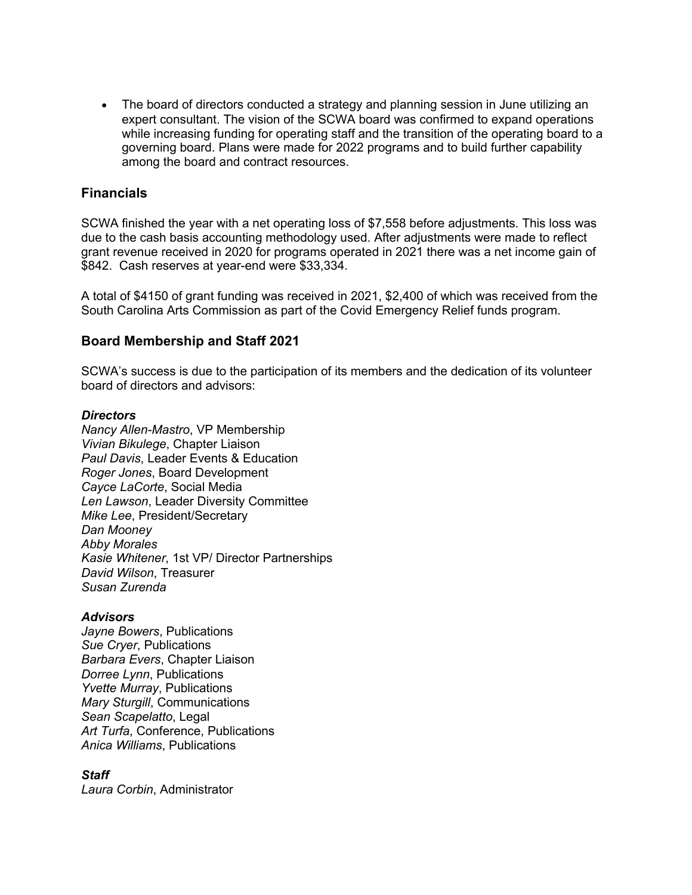- The board of directors conducted a strategy and planning session in June utilizing an expert consultant. The vision of the SCWA board was confirmed to expand operations while increasing funding for operating staff and the transition of the operating board to a governing board. Plans were made for 2022 programs and to build further capability among the board and contract resources.

## Financials

SCWA finished the year with a net operating loss of $7,558 before adjustments. This loss was due to the cash basis accounting methodology used. After adjustments were made to reflect grant revenue received in 2020 for programs operated in 2021 there was a net income gain of $842. Cash reserves at year-end were $33,334.

A total of $4150 of grant funding was received in 2021, $2,400 of which was received from the South Carolina Arts Commission as part of the Covid Emergency Relief funds program.

## Board Membership and Staff 2021

SCWA's success is due to the participation of its members and the dedication of its volunteer board of directors and advisors:

***Directors***
*Nancy Allen-Mastro*, VP Membership
*Vivian Bikulege*, Chapter Liaison
*Paul Davis*, Leader Events & Education
*Roger Jones*, Board Development
*Cayce LaCorte*, Social Media
*Len Lawson*, Leader Diversity Committee
*Mike Lee*, President/Secretary
*Dan Mooney*
*Abby Morales*
*Kasie Whitener*, 1st VP/ Director Partnerships
*David Wilson*, Treasurer
*Susan Zurenda*

***Advisors***
*Jayne Bowers*, Publications
*Sue Cryer*, Publications
*Barbara Evers*, Chapter Liaison
*Dorree Lynn*, Publications
*Yvette Murray*, Publications
*Mary Sturgill*, Communications
*Sean Scapelatto*, Legal
*Art Turfa*, Conference, Publications
*Anica Williams*, Publications

***Staff***
*Laura Corbin*, Administrator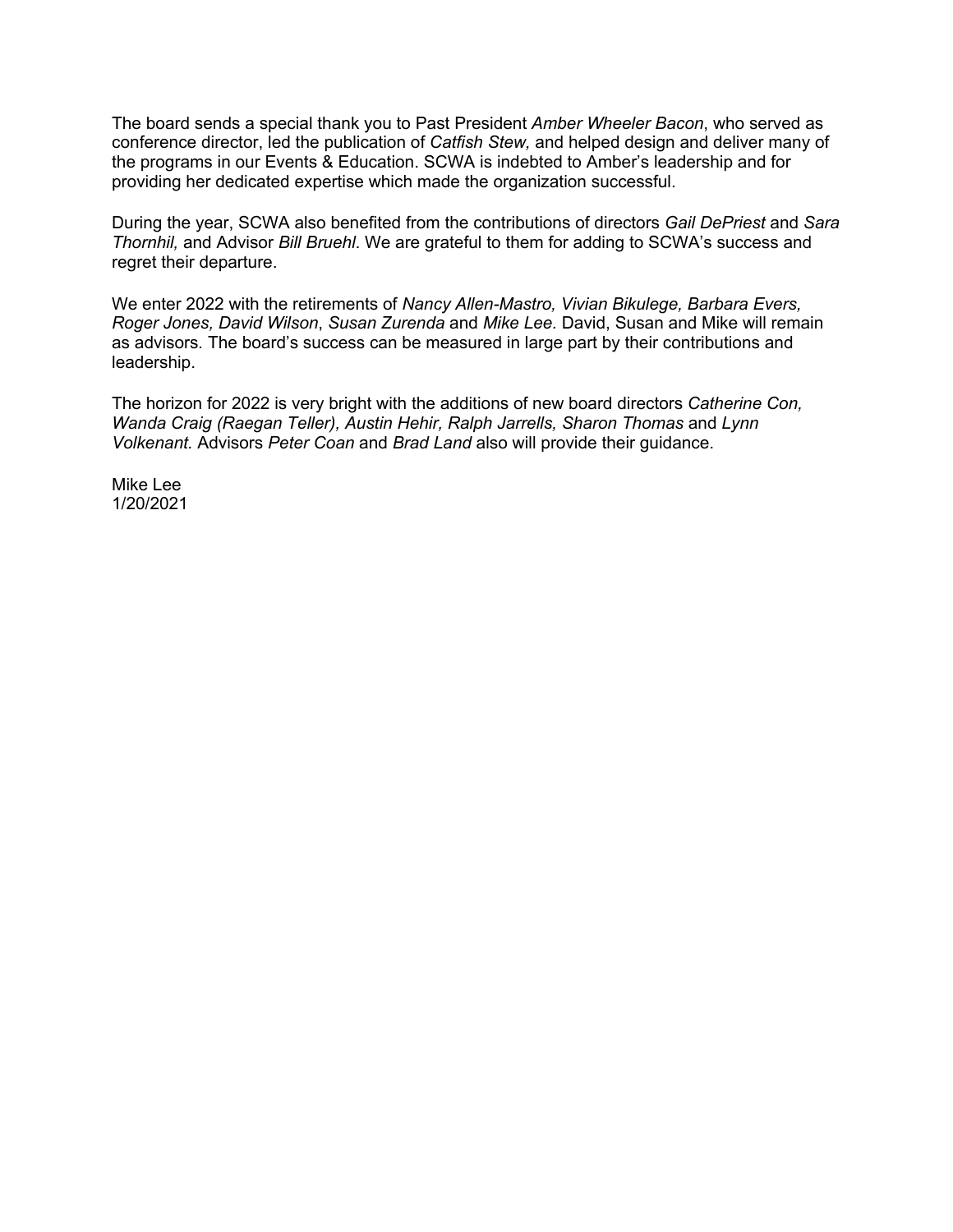The board sends a special thank you to Past President *Amber Wheeler Bacon*, who served as conference director, led the publication of *Catfish Stew,* and helped design and deliver many of the programs in our Events & Education. SCWA is indebted to Amber's leadership and for providing her dedicated expertise which made the organization successful.

During the year, SCWA also benefited from the contributions of directors *Gail DePriest* and *Sara Thornhil,* and Advisor *Bill Bruehl*. We are grateful to them for adding to SCWA's success and regret their departure.

We enter 2022 with the retirements of *Nancy Allen-Mastro, Vivian Bikulege, Barbara Evers, Roger Jones, David Wilson*, *Susan Zurenda* and *Mike Lee.* David, Susan and Mike will remain as advisors. The board's success can be measured in large part by their contributions and leadership.

The horizon for 2022 is very bright with the additions of new board directors *Catherine Con, Wanda Craig (Raegan Teller), Austin Hehir, Ralph Jarrells, Sharon Thomas* and *Lynn Volkenant.* Advisors *Peter Coan* and *Brad Land* also will provide their guidance.

Mike Lee
1/20/2021